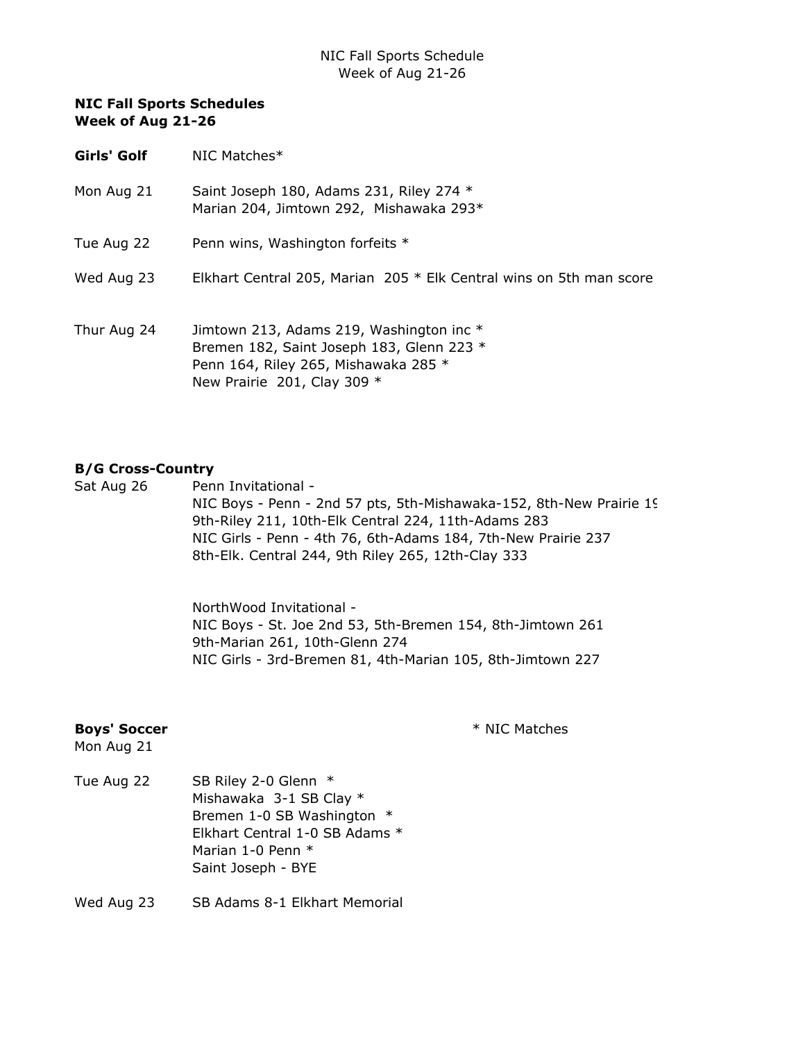NIC Fall Sports Schedule
Week of Aug 21-26

**NIC Fall Sports Schedules**
**Week of Aug 21-26**

**Girls' Golf** NIC Matches*

Mon Aug 21 Saint Joseph 180, Adams 231, Riley 274 *
Marian 204, Jimtown 292, Mishawaka 293*

Tue Aug 22 Penn wins, Washington forfeits *

Wed Aug 23 Elkhart Central 205, Marian 205 * Elk Central wins on 5th man score

Thur Aug 24 Jimtown 213, Adams 219, Washington inc *
Bremen 182, Saint Joseph 183, Glenn 223 *
Penn 164, Riley 265, Mishawaka 285 *
New Prairie 201, Clay 309 *

**B/G Cross-Country**

Sat Aug 26 Penn Invitational -
NIC Boys - Penn - 2nd 57 pts, 5th-Mishawaka-152, 8th-New Prairie 19
9th-Riley 211, 10th-Elk Central 224, 11th-Adams 283
NIC Girls - Penn - 4th 76, 6th-Adams 184, 7th-New Prairie 237
8th-Elk. Central 244, 9th Riley 265, 12th-Clay 333

NorthWood Invitational -
NIC Boys - St. Joe 2nd 53, 5th-Bremen 154, 8th-Jimtown 261
9th-Marian 261, 10th-Glenn 274
NIC Girls - 3rd-Bremen 81, 4th-Marian 105, 8th-Jimtown 227

**Boys' Soccer** * NIC Matches

Mon Aug 21

Tue Aug 22 SB Riley 2-0 Glenn *
Mishawaka 3-1 SB Clay *
Bremen 1-0 SB Washington *
Elkhart Central 1-0 SB Adams *
Marian 1-0 Penn *
Saint Joseph - BYE

Wed Aug 23 SB Adams 8-1 Elkhart Memorial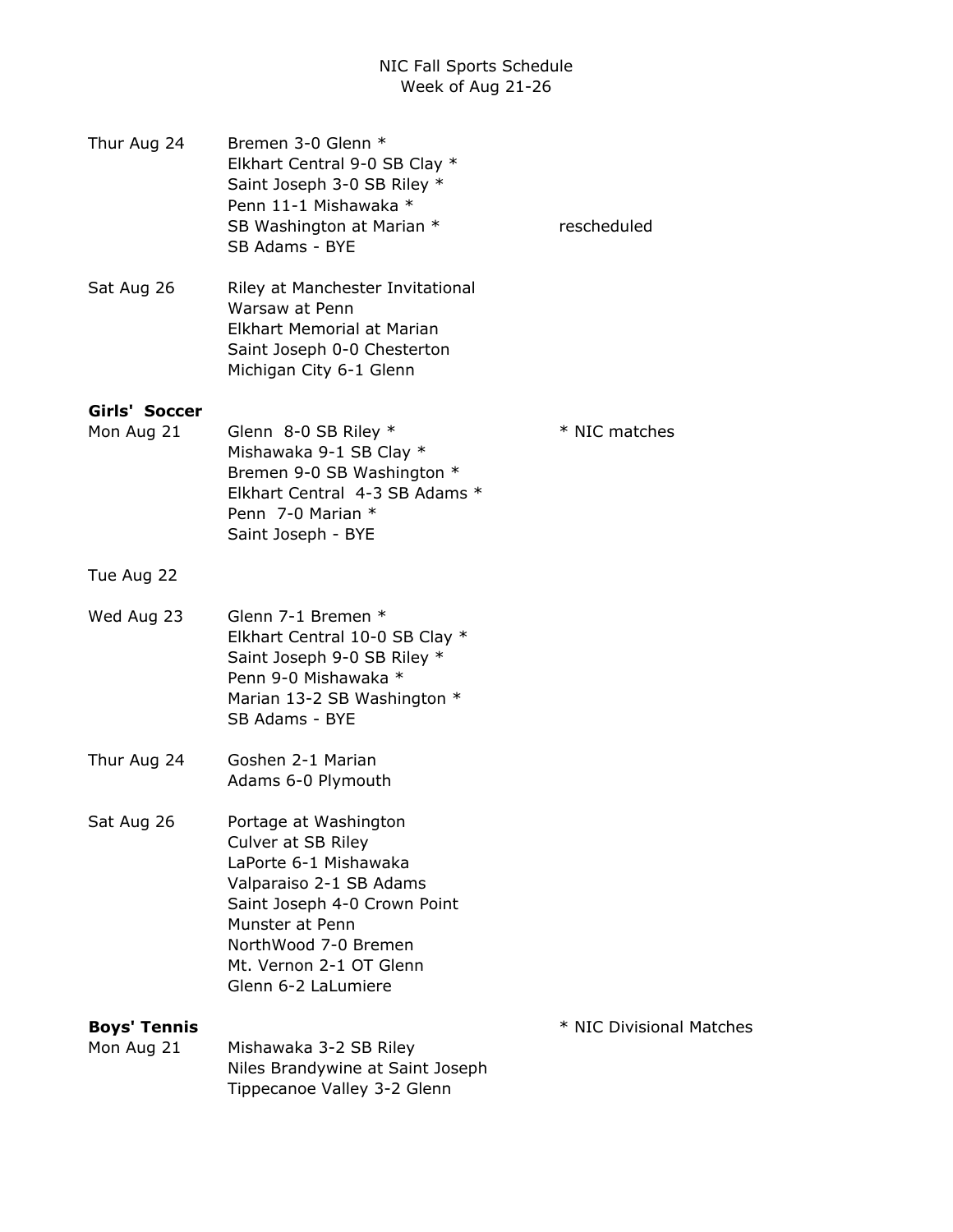# NIC Fall Sports Schedule
## Week of Aug 21-26

Thur Aug 24
- Bremen 3-0 Glenn *
- Elkhart Central 9-0 SB Clay *
- Saint Joseph 3-0 SB Riley *
- Penn 11-1 Mishawaka *
- SB Washington at Marian * — rescheduled
- SB Adams - BYE

Sat Aug 26
- Riley at Manchester Invitational
- Warsaw at Penn
- Elkhart Memorial at Marian
- Saint Joseph 0-0 Chesterton
- Michigan City 6-1 Glenn

**Girls' Soccer**

* NIC matches

Mon Aug 21
- Glenn 8-0 SB Riley *
- Mishawaka 9-1 SB Clay *
- Bremen 9-0 SB Washington *
- Elkhart Central 4-3 SB Adams *
- Penn 7-0 Marian *
- Saint Joseph - BYE

Tue Aug 22

Wed Aug 23
- Glenn 7-1 Bremen *
- Elkhart Central 10-0 SB Clay *
- Saint Joseph 9-0 SB Riley *
- Penn 9-0 Mishawaka *
- Marian 13-2 SB Washington *
- SB Adams - BYE

Thur Aug 24
- Goshen 2-1 Marian
- Adams 6-0 Plymouth

Sat Aug 26
- Portage at Washington
- Culver at SB Riley
- LaPorte 6-1 Mishawaka
- Valparaiso 2-1 SB Adams
- Saint Joseph 4-0 Crown Point
- Munster at Penn
- NorthWood 7-0 Bremen
- Mt. Vernon 2-1 OT Glenn
- Glenn 6-2 LaLumiere

**Boys' Tennis**

* NIC Divisional Matches

Mon Aug 21
- Mishawaka 3-2 SB Riley
- Niles Brandywine at Saint Joseph
- Tippecanoe Valley 3-2 Glenn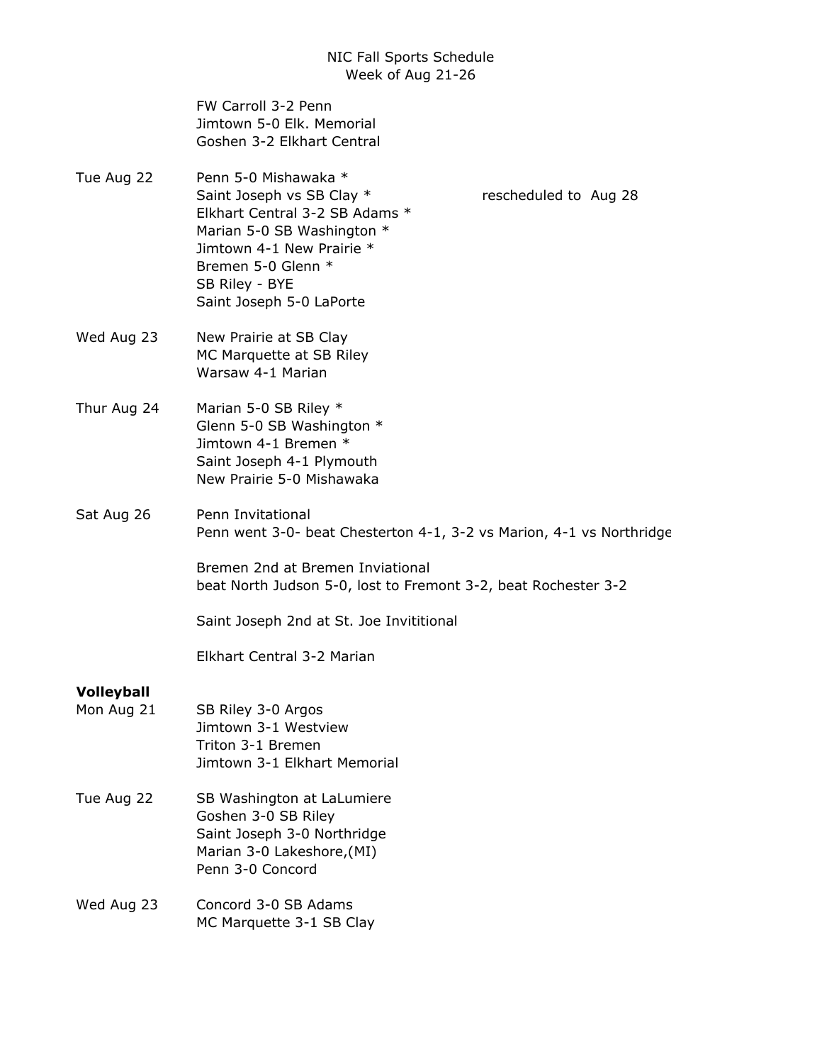NIC Fall Sports Schedule
Week of Aug 21-26

| | |
|---|---|
| | FW Carroll 3-2 Penn |
| | Jimtown 5-0 Elk. Memorial |
| | Goshen 3-2 Elkhart Central |
| Tue Aug 22 | Penn 5-0 Mishawaka * |
| | Saint Joseph vs SB Clay * rescheduled to Aug 28 |
| | Elkhart Central 3-2 SB Adams * |
| | Marian 5-0 SB Washington * |
| | Jimtown 4-1 New Prairie * |
| | Bremen 5-0 Glenn * |
| | SB Riley - BYE |
| | Saint Joseph 5-0 LaPorte |
| Wed Aug 23 | New Prairie at SB Clay |
| | MC Marquette at SB Riley |
| | Warsaw 4-1 Marian |
| Thur Aug 24 | Marian 5-0 SB Riley * |
| | Glenn 5-0 SB Washington * |
| | Jimtown 4-1 Bremen * |
| | Saint Joseph 4-1 Plymouth |
| | New Prairie 5-0 Mishawaka |
| Sat Aug 26 | Penn Invitational |
| | Penn went 3-0- beat Chesterton 4-1, 3-2 vs Marion, 4-1 vs Northridge |
| | Bremen 2nd at Bremen Inviational |
| | beat North Judson 5-0, lost to Fremont 3-2, beat Rochester 3-2 |
| | Saint Joseph 2nd at St. Joe Invititional |
| | Elkhart Central 3-2 Marian |

**Volleyball**

| | |
|---|---|
| Mon Aug 21 | SB Riley 3-0 Argos |
| | Jimtown 3-1 Westview |
| | Triton 3-1 Bremen |
| | Jimtown 3-1 Elkhart Memorial |
| Tue Aug 22 | SB Washington at LaLumiere |
| | Goshen 3-0 SB Riley |
| | Saint Joseph 3-0 Northridge |
| | Marian 3-0 Lakeshore,(MI) |
| | Penn 3-0 Concord |
| Wed Aug 23 | Concord 3-0 SB Adams |
| | MC Marquette 3-1 SB Clay |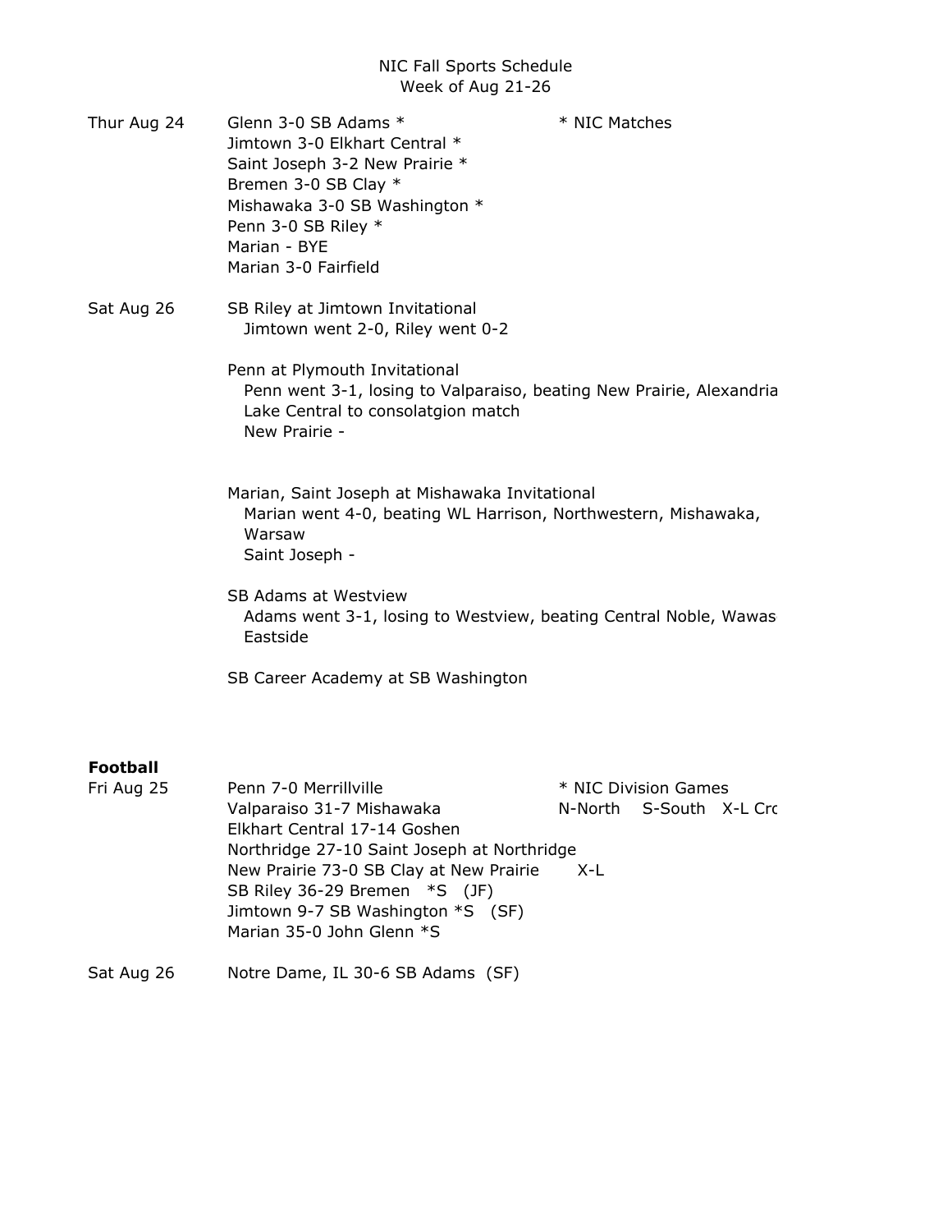NIC Fall Sports Schedule
Week of Aug 21-26

Thur Aug 24

Glenn 3-0 SB Adams *
Jimtown 3-0 Elkhart Central *
Saint Joseph 3-2 New Prairie *
Bremen 3-0 SB Clay *
Mishawaka 3-0 SB Washington *
Penn 3-0 SB Riley *
Marian - BYE
Marian 3-0 Fairfield

* NIC Matches

Sat Aug 26

SB Riley at Jimtown Invitational
Jimtown went 2-0, Riley went 0-2

Penn at Plymouth Invitational
Penn went 3-1, losing to Valparaiso, beating New Prairie, Alexandria
Lake Central to consolatgion match
New Prairie -

Marian, Saint Joseph at Mishawaka Invitational
Marian went 4-0, beating WL Harrison, Northwestern, Mishawaka, Warsaw
Saint Joseph -

SB Adams at Westview
Adams went 3-1, losing to Westview, beating Central Noble, Wawas
Eastside

SB Career Academy at SB Washington

**Football**

Fri Aug 25

Penn 7-0 Merrillville
Valparaiso 31-7 Mishawaka
Elkhart Central 17-14 Goshen
Northridge 27-10 Saint Joseph at Northridge
New Prairie 73-0 SB Clay at New Prairie X-L
SB Riley 36-29 Bremen *S (JF)
Jimtown 9-7 SB Washington *S (SF)
Marian 35-0 John Glenn *S

* NIC Division Games
N-North S-South X-L Cro

Sat Aug 26

Notre Dame, IL 30-6 SB Adams (SF)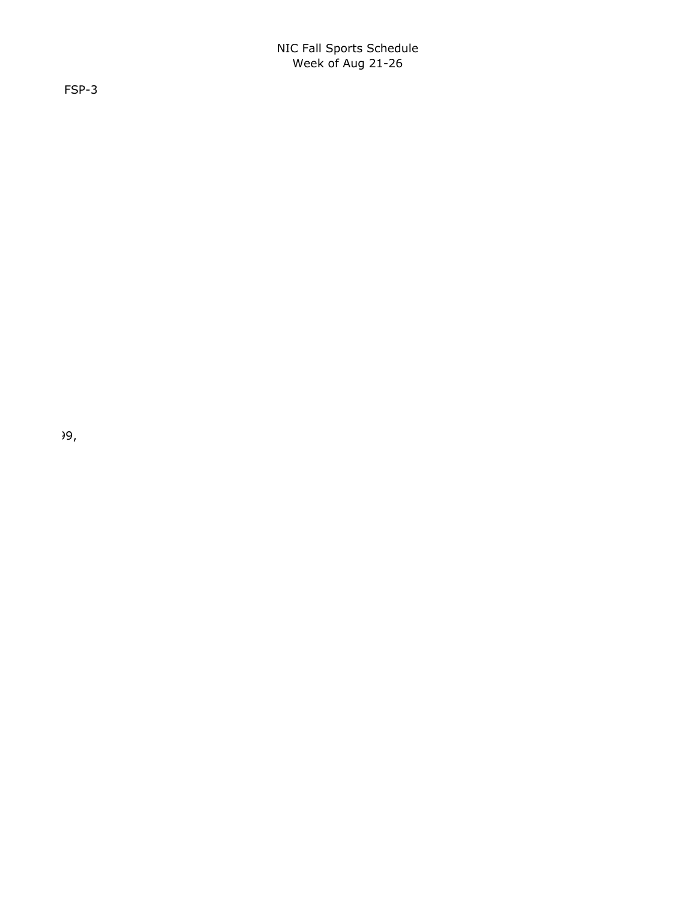NIC Fall Sports Schedule
Week of Aug 21-26

FSP-3

)9,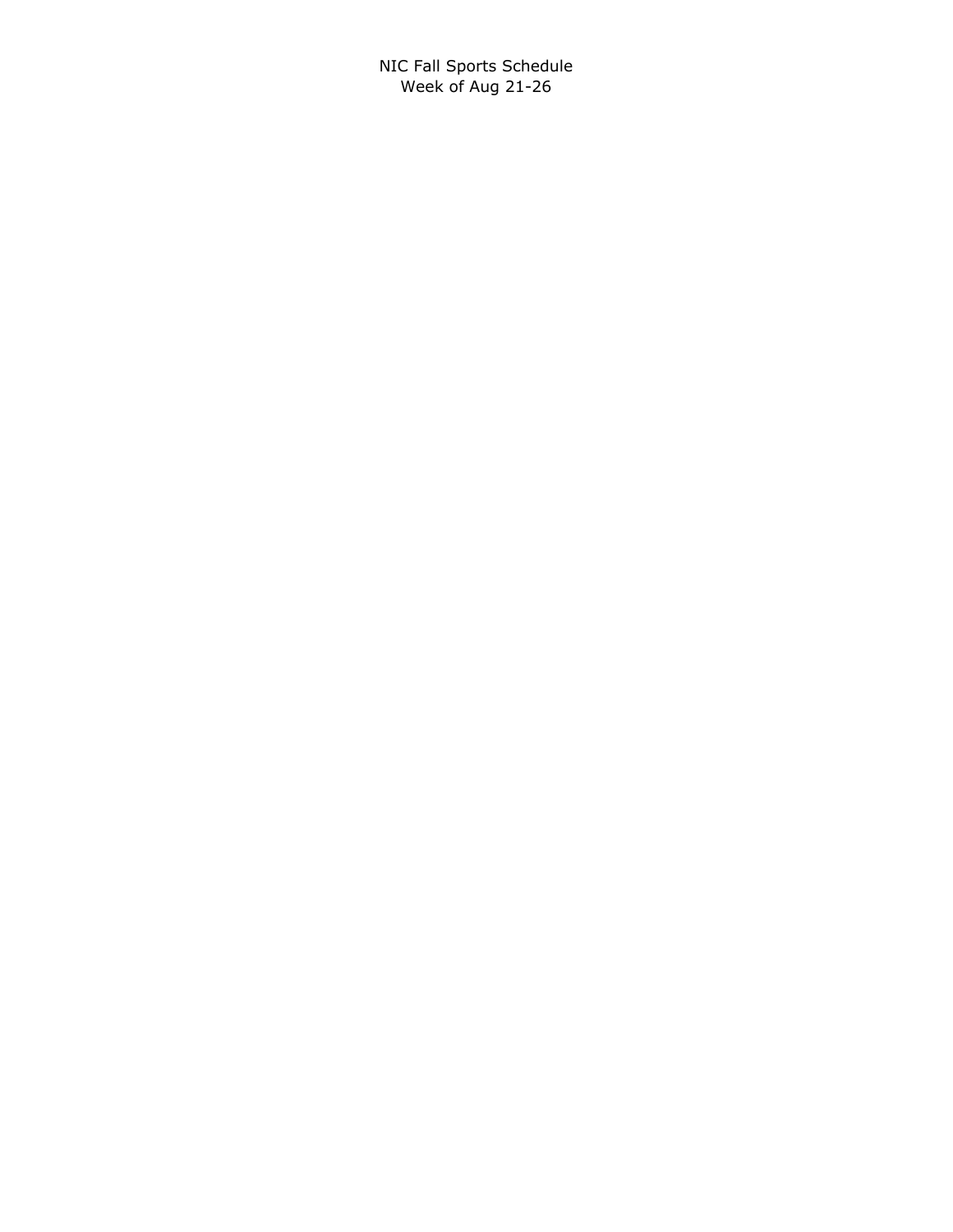NIC Fall Sports Schedule
Week of Aug 21-26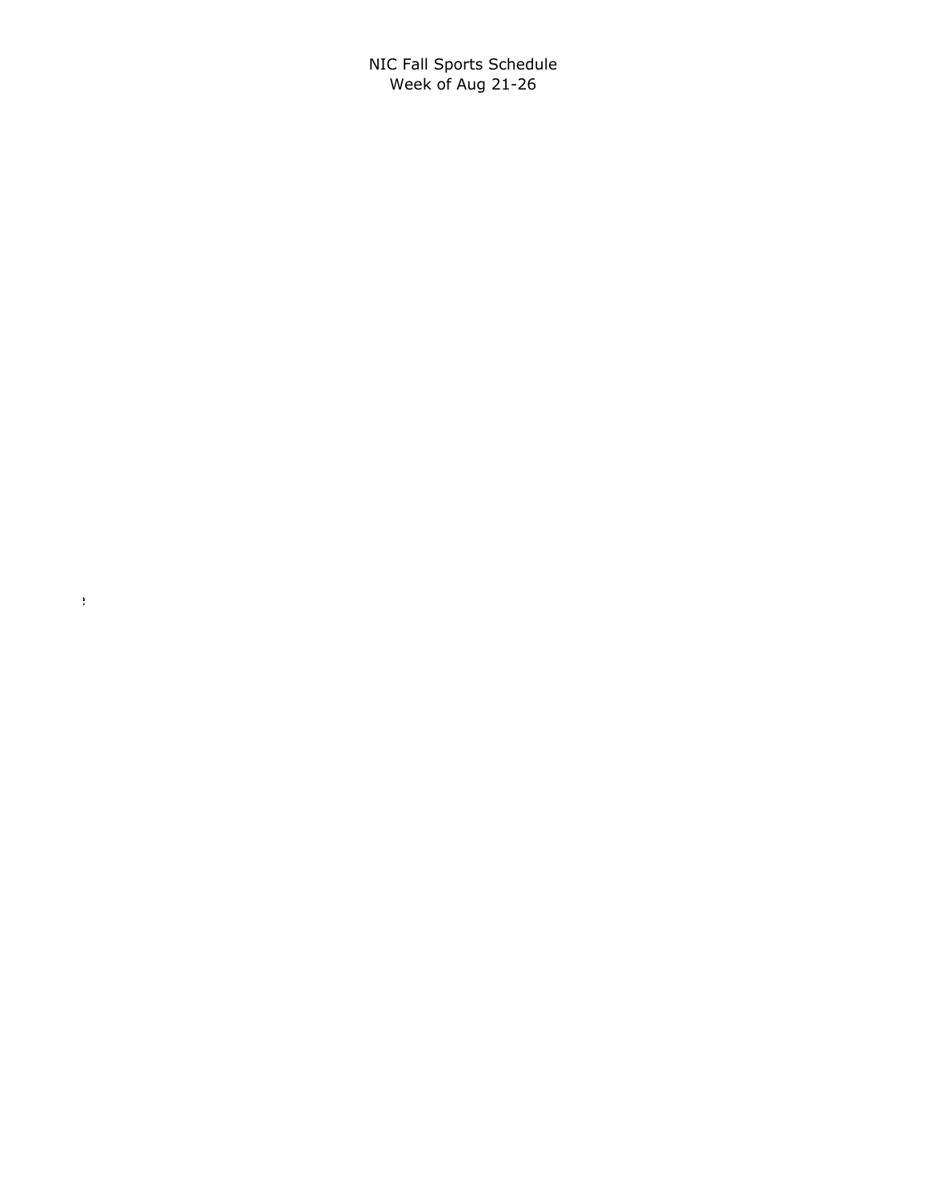NIC Fall Sports Schedule
Week of Aug 21-26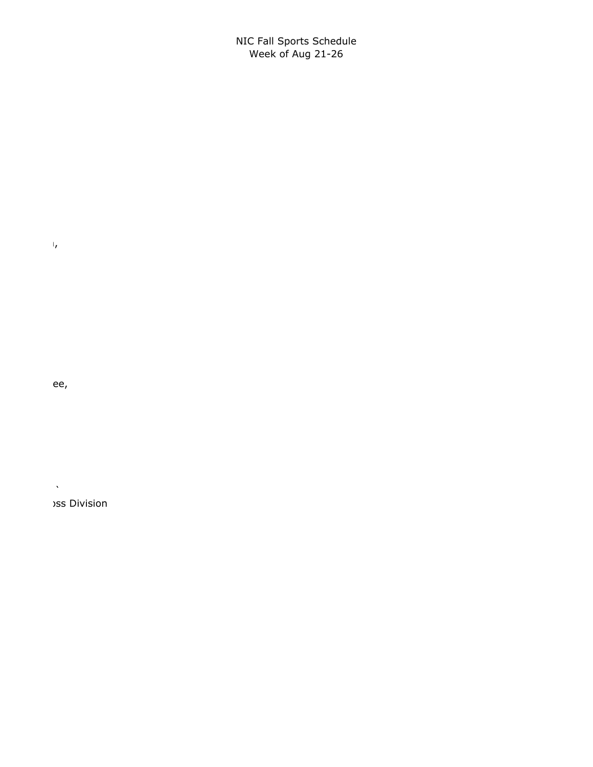NIC Fall Sports Schedule
Week of Aug 21-26

ı,

ee,

`
ɔss Division